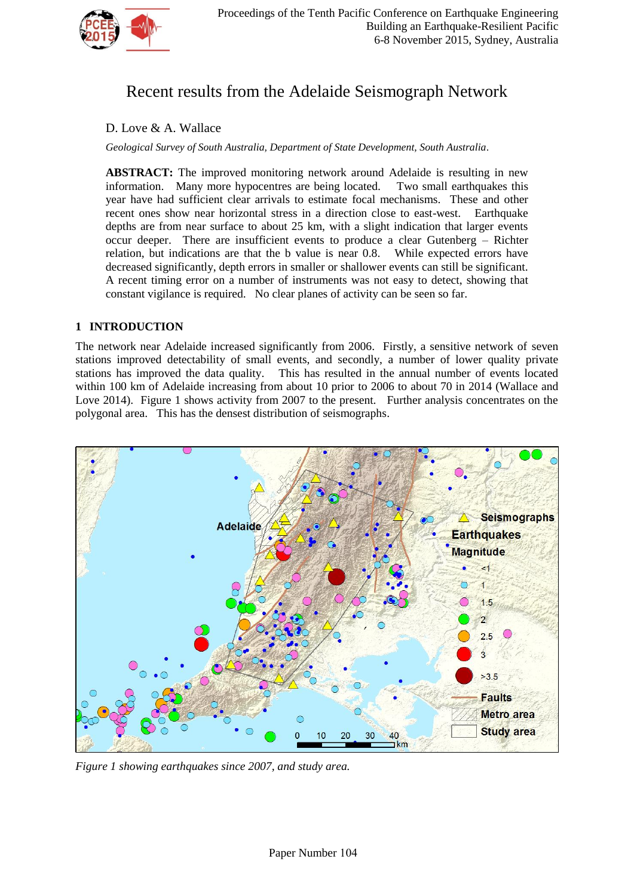Proceedings of the Tenth Pacific Conference on Earthquake Engineering
Building an Earthquake-Resilient Pacific
6-8 November 2015, Sydney, Australia

# Recent results from the Adelaide Seismograph Network

D. Love & A. Wallace

*Geological Survey of South Australia, Department of State Development, South Australia.*

**ABSTRACT:** The improved monitoring network around Adelaide is resulting in new information. Many more hypocentres are being located. Two small earthquakes this year have had sufficient clear arrivals to estimate focal mechanisms. These and other recent ones show near horizontal stress in a direction close to east-west. Earthquake depths are from near surface to about 25 km, with a slight indication that larger events occur deeper. There are insufficient events to produce a clear Gutenberg – Richter relation, but indications are that the b value is near 0.8. While expected errors have decreased significantly, depth errors in smaller or shallower events can still be significant. A recent timing error on a number of instruments was not easy to detect, showing that constant vigilance is required. No clear planes of activity can be seen so far.

## 1 INTRODUCTION

The network near Adelaide increased significantly from 2006. Firstly, a sensitive network of seven stations improved detectability of small events, and secondly, a number of lower quality private stations has improved the data quality. This has resulted in the annual number of events located within 100 km of Adelaide increasing from about 10 prior to 2006 to about 70 in 2014 (Wallace and Love 2014). Figure 1 shows activity from 2007 to the present. Further analysis concentrates on the polygonal area. This has the densest distribution of seismographs.

*Figure 1 showing earthquakes since 2007, and study area.*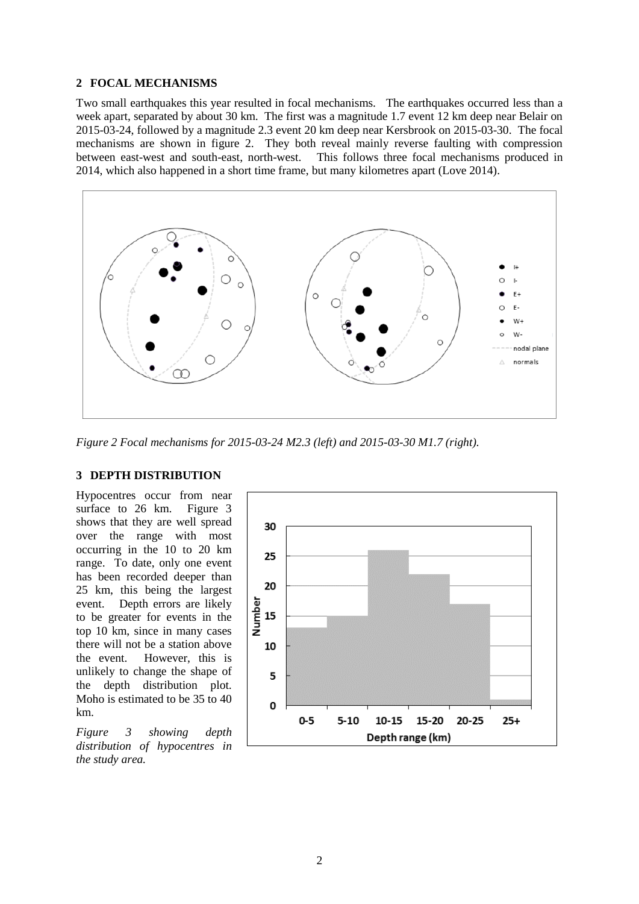## 2 FOCAL MECHANISMS

Two small earthquakes this year resulted in focal mechanisms. The earthquakes occurred less than a week apart, separated by about 30 km. The first was a magnitude 1.7 event 12 km deep near Belair on 2015-03-24, followed by a magnitude 2.3 event 20 km deep near Kersbrook on 2015-03-30. The focal mechanisms are shown in figure 2. They both reveal mainly reverse faulting with compression between east-west and south-east, north-west. This follows three focal mechanisms produced in 2014, which also happened in a short time frame, but many kilometres apart (Love 2014).

*Figure 2 Focal mechanisms for 2015-03-24 M2.3 (left) and 2015-03-30 M1.7 (right).*

## 3 DEPTH DISTRIBUTION

Hypocentres occur from near surface to 26 km. Figure 3 shows that they are well spread over the range with most occurring in the 10 to 20 km range. To date, only one event has been recorded deeper than 25 km, this being the largest event. Depth errors are likely to be greater for events in the top 10 km, since in many cases there will not be a station above the event. However, this is unlikely to change the shape of the depth distribution plot. Moho is estimated to be 35 to 40 km.

*Figure 3 showing depth distribution of hypocentres in the study area.*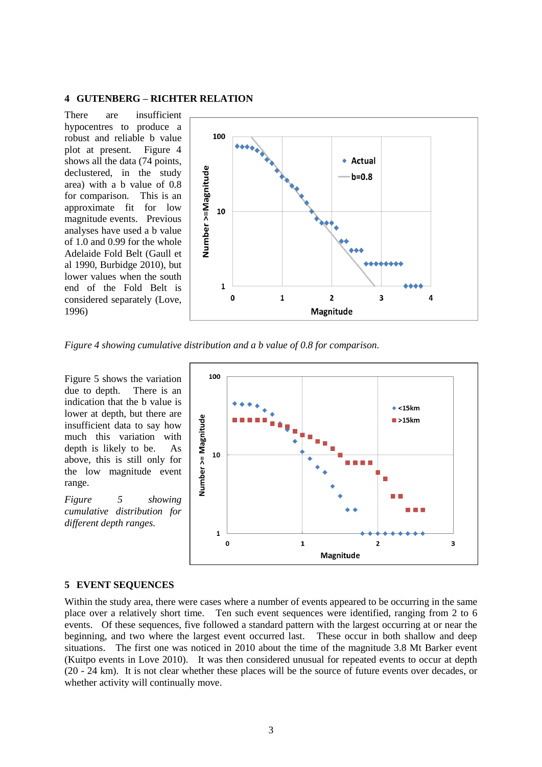## 4 GUTENBERG – RICHTER RELATION

There are insufficient hypocentres to produce a robust and reliable b value plot at present. Figure 4 shows all the data (74 points, declustered, in the study area) with a b value of 0.8 for comparison. This is an approximate fit for low magnitude events. Previous analyses have used a b value of 1.0 and 0.99 for the whole Adelaide Fold Belt (Gaull et al 1990, Burbidge 2010), but lower values when the south end of the Fold Belt is considered separately (Love, 1996)

*Figure 4 showing cumulative distribution and a b value of 0.8 for comparison.*

Figure 5 shows the variation due to depth. There is an indication that the b value is lower at depth, but there are insufficient data to say how much this variation with depth is likely to be. As above, this is still only for the low magnitude event range.

*Figure 5 showing cumulative distribution for different depth ranges.*

## 5 EVENT SEQUENCES

Within the study area, there were cases where a number of events appeared to be occurring in the same place over a relatively short time. Ten such event sequences were identified, ranging from 2 to 6 events. Of these sequences, five followed a standard pattern with the largest occurring at or near the beginning, and two where the largest event occurred last. These occur in both shallow and deep situations. The first one was noticed in 2010 about the time of the magnitude 3.8 Mt Barker event (Kuitpo events in Love 2010). It was then considered unusual for repeated events to occur at depth (20 - 24 km). It is not clear whether these places will be the source of future events over decades, or whether activity will continually move.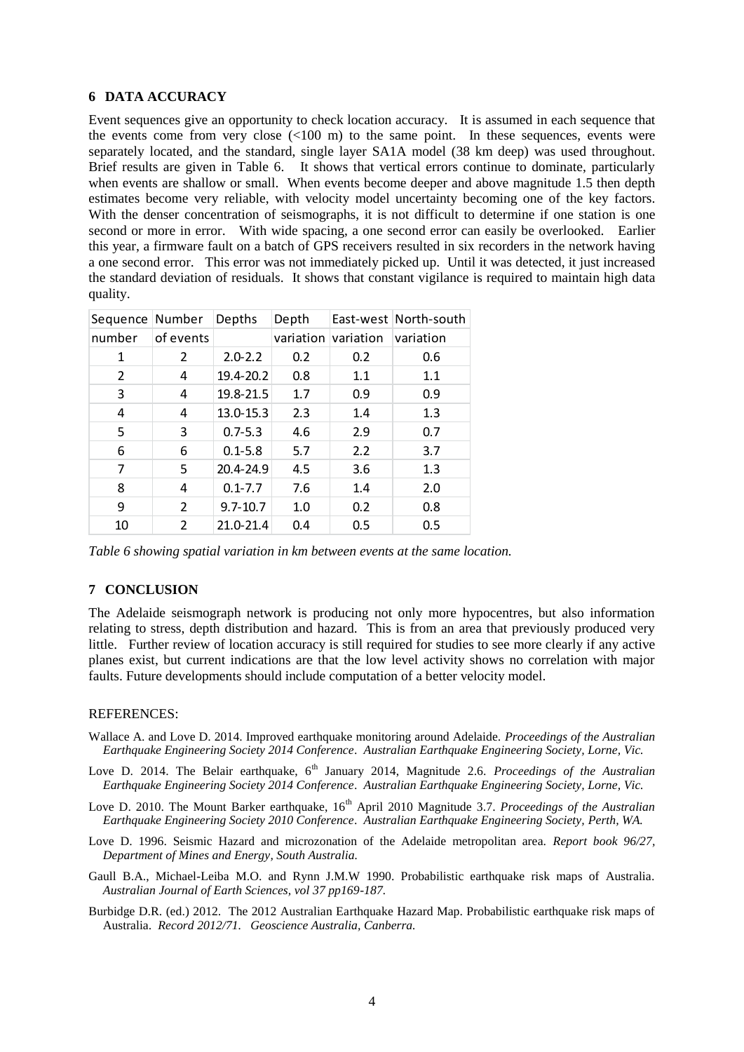## 6 DATA ACCURACY

Event sequences give an opportunity to check location accuracy. It is assumed in each sequence that the events come from very close (<100 m) to the same point. In these sequences, events were separately located, and the standard, single layer SA1A model (38 km deep) was used throughout. Brief results are given in Table 6. It shows that vertical errors continue to dominate, particularly when events are shallow or small. When events become deeper and above magnitude 1.5 then depth estimates become very reliable, with velocity model uncertainty becoming one of the key factors. With the denser concentration of seismographs, it is not difficult to determine if one station is one second or more in error. With wide spacing, a one second error can easily be overlooked. Earlier this year, a firmware fault on a batch of GPS receivers resulted in six recorders in the network having a one second error. This error was not immediately picked up. Until it was detected, it just increased the standard deviation of residuals. It shows that constant vigilance is required to maintain high data quality.

| Sequence number | Number of events | Depths | Depth variation | East-west variation | North-south variation |
|---|---|---|---|---|---|
| 1 | 2 | 2.0-2.2 | 0.2 | 0.2 | 0.6 |
| 2 | 4 | 19.4-20.2 | 0.8 | 1.1 | 1.1 |
| 3 | 4 | 19.8-21.5 | 1.7 | 0.9 | 0.9 |
| 4 | 4 | 13.0-15.3 | 2.3 | 1.4 | 1.3 |
| 5 | 3 | 0.7-5.3 | 4.6 | 2.9 | 0.7 |
| 6 | 6 | 0.1-5.8 | 5.7 | 2.2 | 3.7 |
| 7 | 5 | 20.4-24.9 | 4.5 | 3.6 | 1.3 |
| 8 | 4 | 0.1-7.7 | 7.6 | 1.4 | 2.0 |
| 9 | 2 | 9.7-10.7 | 1.0 | 0.2 | 0.8 |
| 10 | 2 | 21.0-21.4 | 0.4 | 0.5 | 0.5 |

*Table 6 showing spatial variation in km between events at the same location.*

## 7 CONCLUSION

The Adelaide seismograph network is producing not only more hypocentres, but also information relating to stress, depth distribution and hazard. This is from an area that previously produced very little. Further review of location accuracy is still required for studies to see more clearly if any active planes exist, but current indications are that the low level activity shows no correlation with major faults. Future developments should include computation of a better velocity model.

REFERENCES:

Wallace A. and Love D. 2014. Improved earthquake monitoring around Adelaide. *Proceedings of the Australian Earthquake Engineering Society 2014 Conference*. *Australian Earthquake Engineering Society, Lorne, Vic.*

Love D. 2014. The Belair earthquake, 6th January 2014, Magnitude 2.6. *Proceedings of the Australian Earthquake Engineering Society 2014 Conference*. *Australian Earthquake Engineering Society, Lorne, Vic.*

Love D. 2010. The Mount Barker earthquake, 16th April 2010 Magnitude 3.7. *Proceedings of the Australian Earthquake Engineering Society 2010 Conference*. *Australian Earthquake Engineering Society, Perth, WA.*

Love D. 1996. Seismic Hazard and microzonation of the Adelaide metropolitan area. *Report book 96/27, Department of Mines and Energy, South Australia.*

Gaull B.A., Michael-Leiba M.O. and Rynn J.M.W 1990. Probabilistic earthquake risk maps of Australia. *Australian Journal of Earth Sciences, vol 37 pp169-187.*

Burbidge D.R. (ed.) 2012. The 2012 Australian Earthquake Hazard Map. Probabilistic earthquake risk maps of Australia. *Record 2012/71. Geoscience Australia, Canberra.*